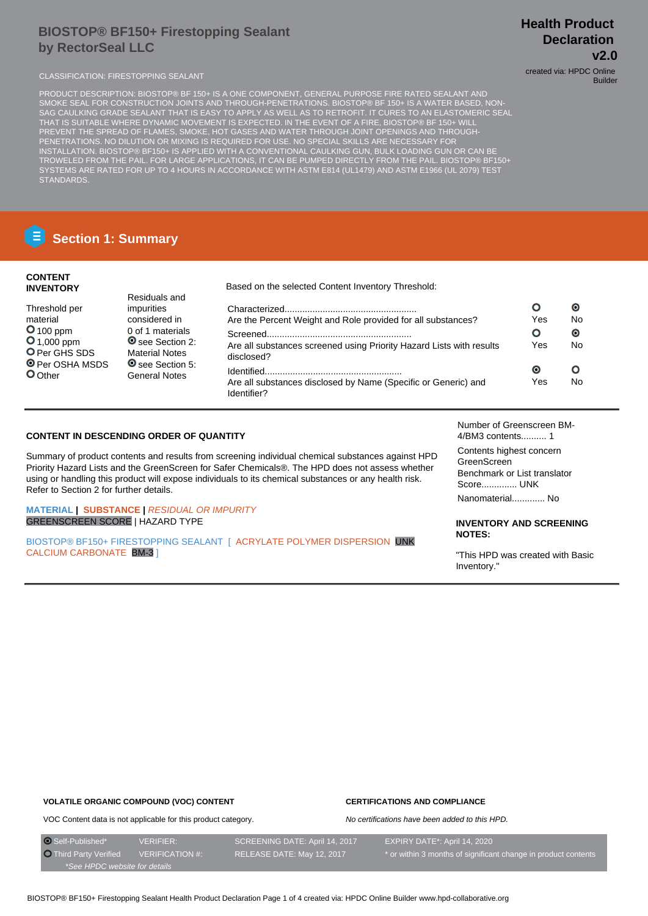# BIOSTOP® BF150+ Firestopping Sealant by RectorSeal LLC

**Health Product Declaration v2.0**

created via: HPDC Online Builder

CLASSIFICATION: FIRESTOPPING SEALANT

PRODUCT DESCRIPTION: BIOSTOP® BF 150+ IS A ONE COMPONENT, GENERAL PURPOSE FIRE RATED SEALANT AND SMOKE SEAL FOR CONSTRUCTION JOINTS AND THROUGH-PENETRATIONS. BIOSTOP® BF 150+ IS A WATER BASED, NON-SAG CAULKING GRADE SEALANT THAT IS EASY TO APPLY AS WELL AS TO RETROFIT. IT CURES TO AN ELASTOMERIC SEAL THAT IS SUITABLE WHERE DYNAMIC MOVEMENT IS EXPECTED. IN THE EVENT OF A FIRE, BIOSTOP® BF 150+ WILL PREVENT THE SPREAD OF FLAMES, SMOKE, HOT GASES AND WATER THROUGH JOINT OPENINGS AND THROUGH-PENETRATIONS. NO DILUTION OR MIXING IS REQUIRED FOR USE. NO SPECIAL SKILLS ARE NECESSARY FOR INSTALLATION. BIOSTOP® BF150+ IS APPLIED WITH A CONVENTIONAL CAULKING GUN, BULK LOADING GUN OR CAN BE TROWELED FROM THE PAIL. FOR LARGE APPLICATIONS, IT CAN BE PUMPED DIRECTLY FROM THE PAIL. BIOSTOP® BF150+ SYSTEMS ARE RATED FOR UP TO 4 HOURS IN ACCORDANCE WITH ASTM E814 (UL1479) AND ASTM E1966 (UL 2079) TEST STANDARDS.

## Section 1: Summary

**CONTENT INVENTORY**

Threshold per material
- ○ 100 ppm
- ○ 1,000 ppm
- ○ Per GHS SDS
- ◉ Per OSHA MSDS
- ○ Other

Residuals and impurities considered in 0 of 1 materials
- ◉ see Section 2: Material Notes
- ◉ see Section 5: General Notes

Based on the selected Content Inventory Threshold:

| | Yes | No |
|---|---|---|
| Characterized... Are the Percent Weight and Role provided for all substances? | ○ | ◉ |
| Screened... Are all substances screened using Priority Hazard Lists with results disclosed? | ○ | ◉ |
| Identified... Are all substances disclosed by Name (Specific or Generic) and Identifier? | ◉ | ○ |

**CONTENT IN DESCENDING ORDER OF QUANTITY**

Summary of product contents and results from screening individual chemical substances against HPD Priority Hazard Lists and the GreenScreen for Safer Chemicals®. The HPD does not assess whether using or handling this product will expose individuals to its chemical substances or any health risk. Refer to Section 2 for further details.

MATERIAL | SUBSTANCE | *RESIDUAL OR IMPURITY*
GREENSCREEN SCORE | HAZARD TYPE

BIOSTOP® BF150+ FIRESTOPPING SEALANT [ ACRYLATE POLYMER DISPERSION UNK CALCIUM CARBONATE BM-3 ]

Number of Greenscreen BM-4/BM3 contents.......... 1

Contents highest concern GreenScreen Benchmark or List translator Score............. UNK

Nanomaterial............ No

**INVENTORY AND SCREENING NOTES:**

"This HPD was created with Basic Inventory."

**VOLATILE ORGANIC COMPOUND (VOC) CONTENT**

VOC Content data is not applicable for this product category.

**CERTIFICATIONS AND COMPLIANCE**

*No certifications have been added to this HPD.*

| | | | |
|---|---|---|---|
| ◉ Self-Published* | VERIFIER: | SCREENING DATE: April 14, 2017 | EXPIRY DATE*: April 14, 2020 |
| ○ Third Party Verified | VERIFICATION #: | RELEASE DATE: May 12, 2017 | * or within 3 months of significant change in product contents |
| *\*See HPDC website for details* | | | |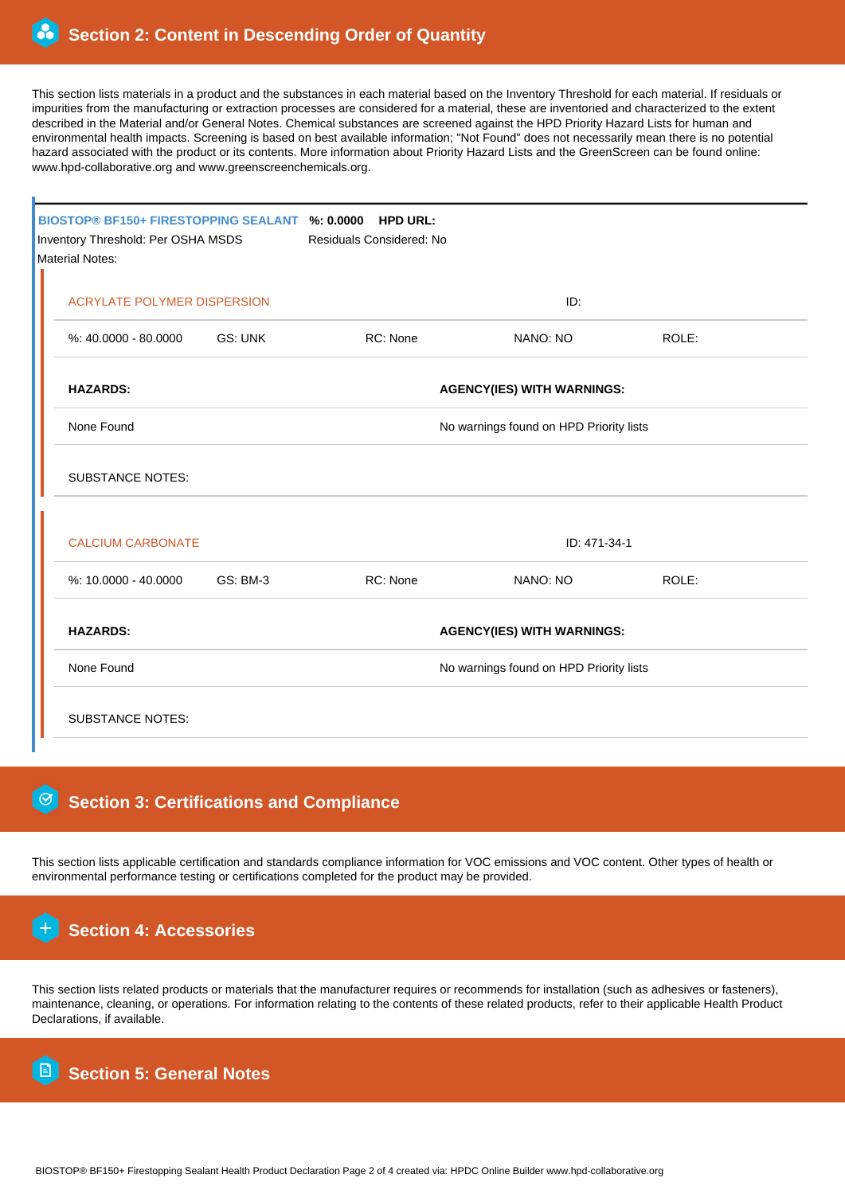## Section 2: Content in Descending Order of Quantity

This section lists materials in a product and the substances in each material based on the Inventory Threshold for each material. If residuals or impurities from the manufacturing or extraction processes are considered for a material, these are inventoried and characterized to the extent described in the Material and/or General Notes. Chemical substances are screened against the HPD Priority Hazard Lists for human and environmental health impacts. Screening is based on best available information; "Not Found" does not necessarily mean there is no potential hazard associated with the product or its contents. More information about Priority Hazard Lists and the GreenScreen can be found online: www.hpd-collaborative.org and www.greenscreenchemicals.org.

**BIOSTOP® BF150+ FIRESTOPPING SEALANT** **%: 0.0000** **HPD URL:**

Inventory Threshold: Per OSHA MSDS Residuals Considered: No

Material Notes:

### ACRYLATE POLYMER DISPERSION

ID:

| | | | | |
|---|---|---|---|---|
| %: 40.0000 - 80.0000 | GS: UNK | RC: None | NANO: NO | ROLE: |

| HAZARDS: | AGENCY(IES) WITH WARNINGS: |
|---|---|
| None Found | No warnings found on HPD Priority lists |

SUBSTANCE NOTES:

### CALCIUM CARBONATE

ID: 471-34-1

| | | | | |
|---|---|---|---|---|
| %: 10.0000 - 40.0000 | GS: BM-3 | RC: None | NANO: NO | ROLE: |

| HAZARDS: | AGENCY(IES) WITH WARNINGS: |
|---|---|
| None Found | No warnings found on HPD Priority lists |

SUBSTANCE NOTES:

## Section 3: Certifications and Compliance

This section lists applicable certification and standards compliance information for VOC emissions and VOC content. Other types of health or environmental performance testing or certifications completed for the product may be provided.

## Section 4: Accessories

This section lists related products or materials that the manufacturer requires or recommends for installation (such as adhesives or fasteners), maintenance, cleaning, or operations. For information relating to the contents of these related products, refer to their applicable Health Product Declarations, if available.

## Section 5: General Notes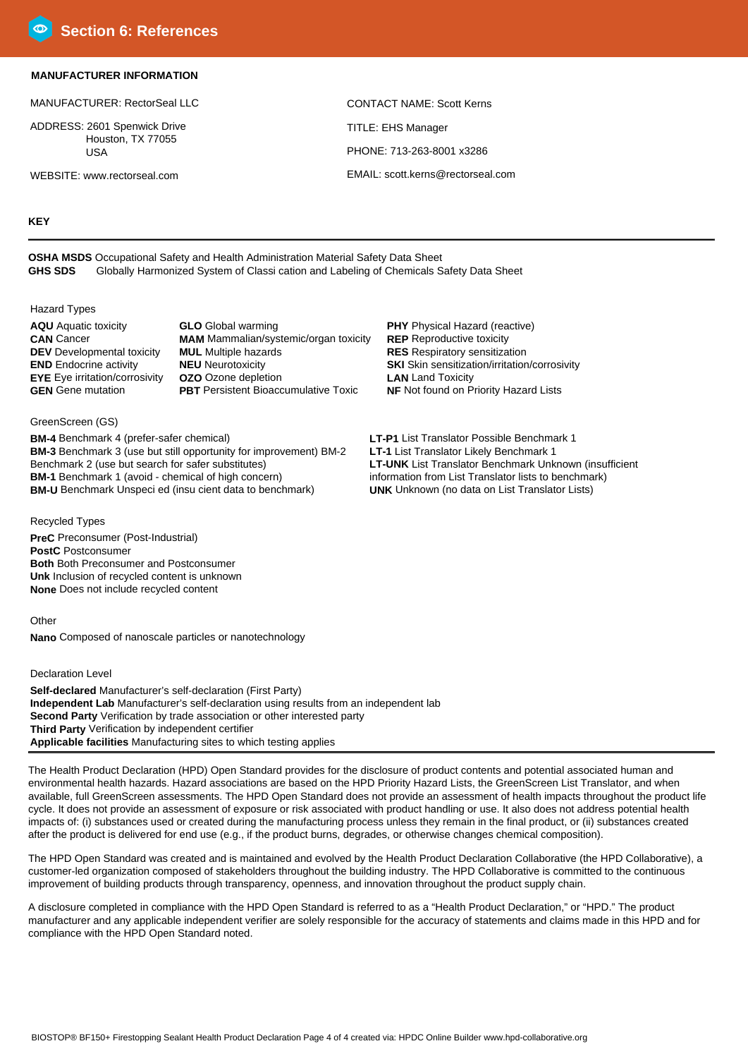# Section 6: References

## MANUFACTURER INFORMATION

MANUFACTURER: RectorSeal LLC

ADDRESS: 2601 Spenwick Drive
Houston, TX 77055
USA

WEBSITE: www.rectorseal.com

CONTACT NAME: Scott Kerns

TITLE: EHS Manager

PHONE: 713-263-8001 x3286

EMAIL: scott.kerns@rectorseal.com

## KEY

**OSHA MSDS** Occupational Safety and Health Administration Material Safety Data Sheet
**GHS SDS** Globally Harmonized System of Classi cation and Labeling of Chemicals Safety Data Sheet

### Hazard Types

**AQU** Aquatic toxicity
**CAN** Cancer
**DEV** Developmental toxicity
**END** Endocrine activity
**EYE** Eye irritation/corrosivity
**GEN** Gene mutation
**GLO** Global warming
**MAM** Mammalian/systemic/organ toxicity
**MUL** Multiple hazards
**NEU** Neurotoxicity
**OZO** Ozone depletion
**PBT** Persistent Bioaccumulative Toxic
**PHY** Physical Hazard (reactive)
**REP** Reproductive toxicity
**RES** Respiratory sensitization
**SKI** Skin sensitization/irritation/corrosivity
**LAN** Land Toxicity
**NF** Not found on Priority Hazard Lists

### GreenScreen (GS)

**BM-4** Benchmark 4 (prefer-safer chemical)
**BM-3** Benchmark 3 (use but still opportunity for improvement) BM-2 Benchmark 2 (use but search for safer substitutes)
**BM-1** Benchmark 1 (avoid - chemical of high concern)
**BM-U** Benchmark Unspeci ed (insu cient data to benchmark)
**LT-P1** List Translator Possible Benchmark 1
**LT-1** List Translator Likely Benchmark 1
**LT-UNK** List Translator Benchmark Unknown (insufficient information from List Translator lists to benchmark)
**UNK** Unknown (no data on List Translator Lists)

### Recycled Types

**PreC** Preconsumer (Post-Industrial)
**PostC** Postconsumer
**Both** Both Preconsumer and Postconsumer
**Unk** Inclusion of recycled content is unknown
**None** Does not include recycled content

### Other

**Nano** Composed of nanoscale particles or nanotechnology

### Declaration Level

**Self-declared** Manufacturer's self-declaration (First Party)
**Independent Lab** Manufacturer's self-declaration using results from an independent lab
**Second Party** Verification by trade association or other interested party
**Third Party** Verification by independent certifier
**Applicable facilities** Manufacturing sites to which testing applies

The Health Product Declaration (HPD) Open Standard provides for the disclosure of product contents and potential associated human and environmental health hazards. Hazard associations are based on the HPD Priority Hazard Lists, the GreenScreen List Translator, and when available, full GreenScreen assessments. The HPD Open Standard does not provide an assessment of health impacts throughout the product life cycle. It does not provide an assessment of exposure or risk associated with product handling or use. It also does not address potential health impacts of: (i) substances used or created during the manufacturing process unless they remain in the final product, or (ii) substances created after the product is delivered for end use (e.g., if the product burns, degrades, or otherwise changes chemical composition).

The HPD Open Standard was created and is maintained and evolved by the Health Product Declaration Collaborative (the HPD Collaborative), a customer-led organization composed of stakeholders throughout the building industry. The HPD Collaborative is committed to the continuous improvement of building products through transparency, openness, and innovation throughout the product supply chain.

A disclosure completed in compliance with the HPD Open Standard is referred to as a "Health Product Declaration," or "HPD." The product manufacturer and any applicable independent verifier are solely responsible for the accuracy of statements and claims made in this HPD and for compliance with the HPD Open Standard noted.